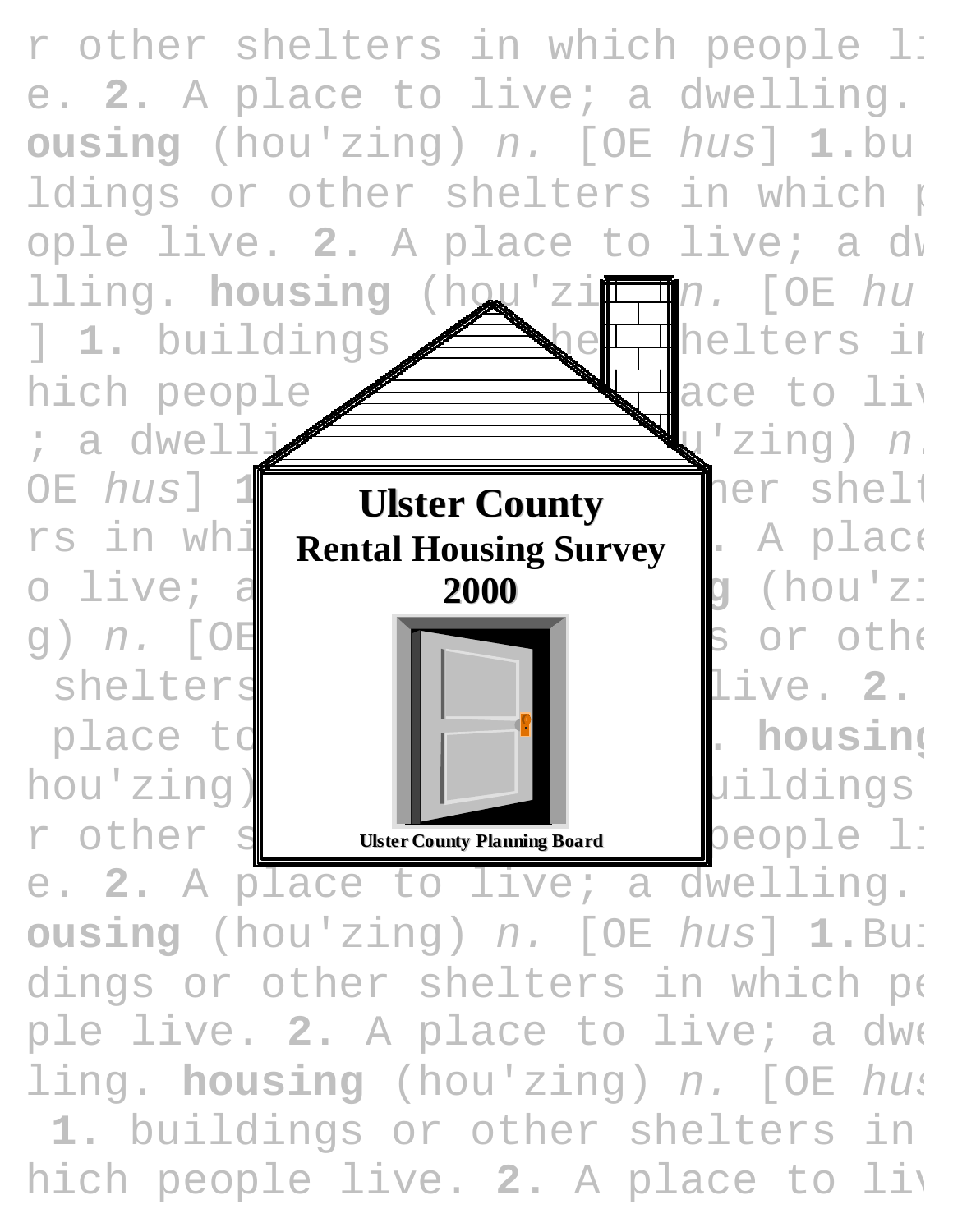# Ulster County

## Rental Housing Survey

## 2000

Ulster County Planning Board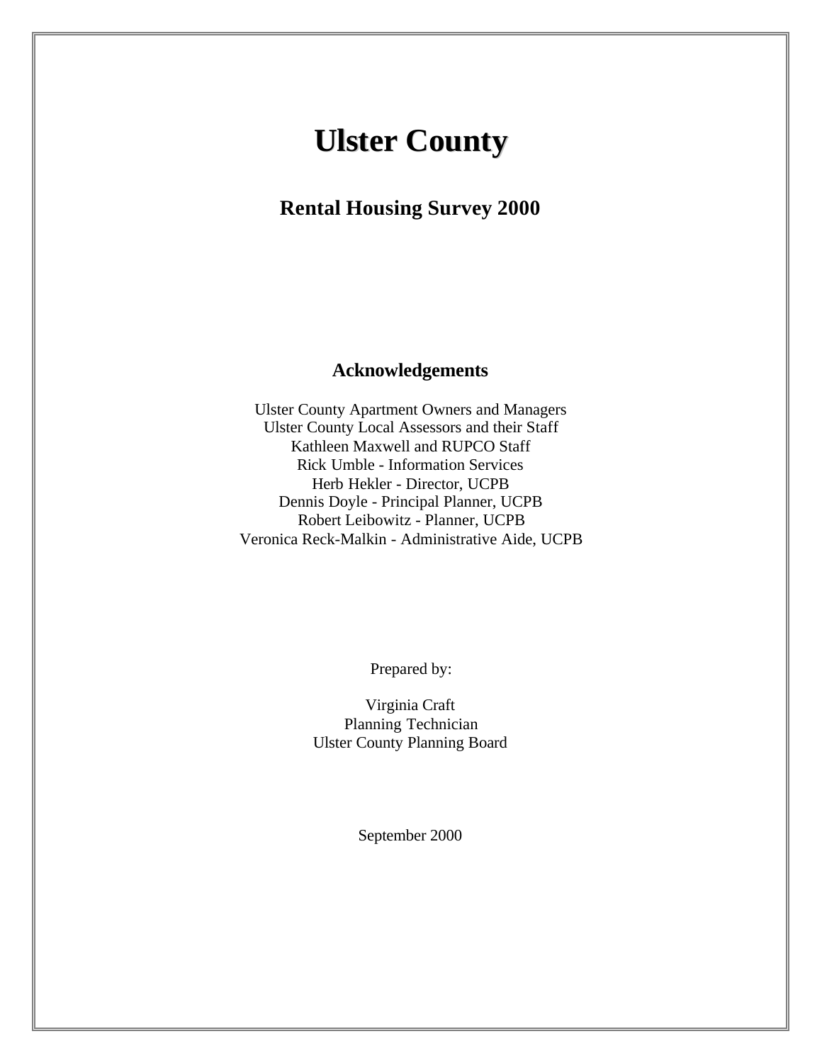# Ulster County

## Rental Housing Survey 2000

### Acknowledgements

Ulster County Apartment Owners and Managers
Ulster County Local Assessors and their Staff
Kathleen Maxwell and RUPCO Staff
Rick Umble - Information Services
Herb Hekler - Director, UCPB
Dennis Doyle - Principal Planner, UCPB
Robert Leibowitz - Planner, UCPB
Veronica Reck-Malkin - Administrative Aide, UCPB

Prepared by:

Virginia Craft
Planning Technician
Ulster County Planning Board

September 2000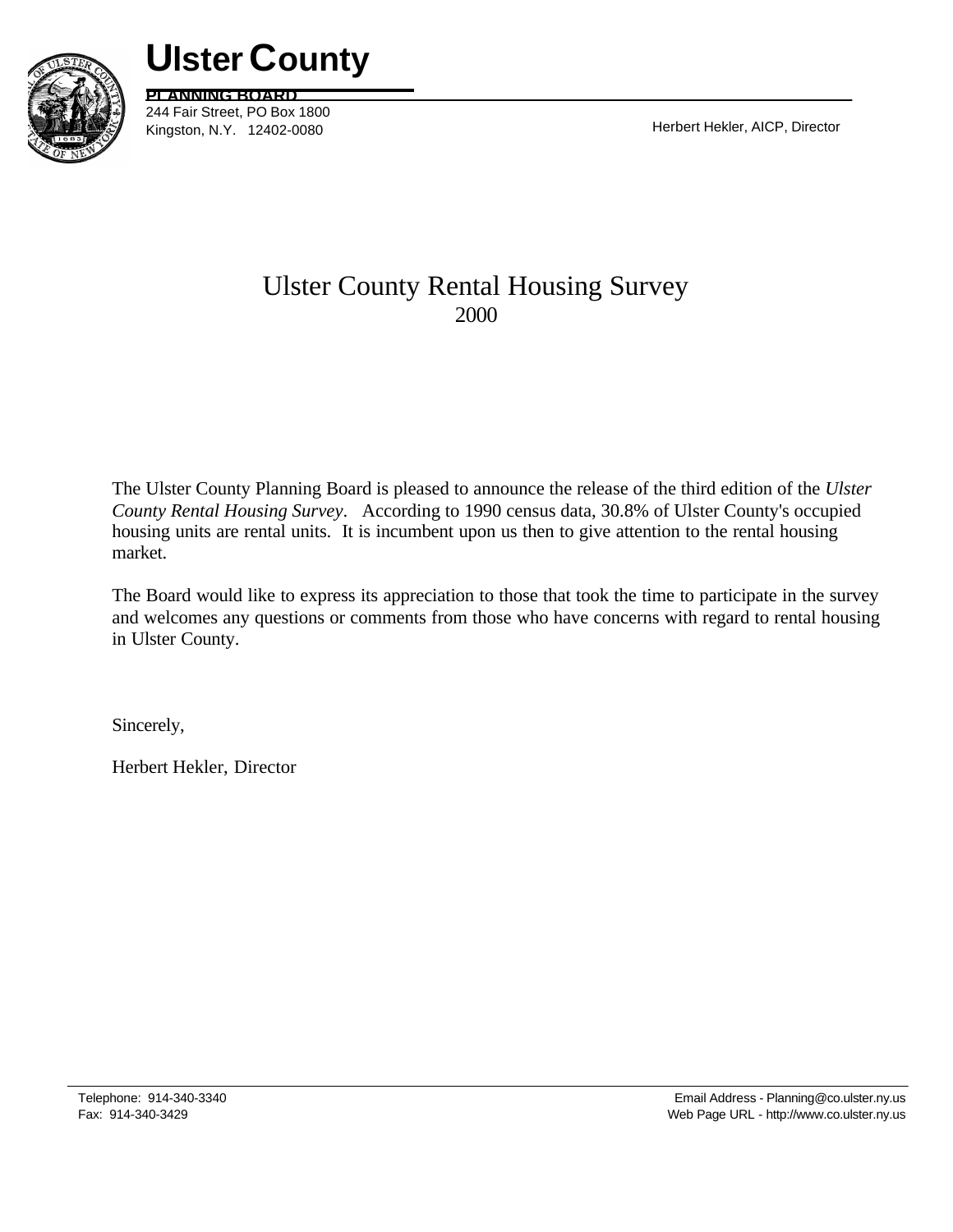# Ulster County

**PLANNING BOARD**

244 Fair Street, PO Box 1800
Kingston, N.Y. 12402-0080

Herbert Hekler, AICP, Director

## Ulster County Rental Housing Survey
2000

The Ulster County Planning Board is pleased to announce the release of the third edition of the *Ulster County Rental Housing Survey*. According to 1990 census data, 30.8% of Ulster County's occupied housing units are rental units. It is incumbent upon us then to give attention to the rental housing market.

The Board would like to express its appreciation to those that took the time to participate in the survey and welcomes any questions or comments from those who have concerns with regard to rental housing in Ulster County.

Sincerely,

Herbert Hekler, Director

Telephone: 914-340-3340
Fax: 914-340-3429

Email Address - Planning@co.ulster.ny.us
Web Page URL - http://www.co.ulster.ny.us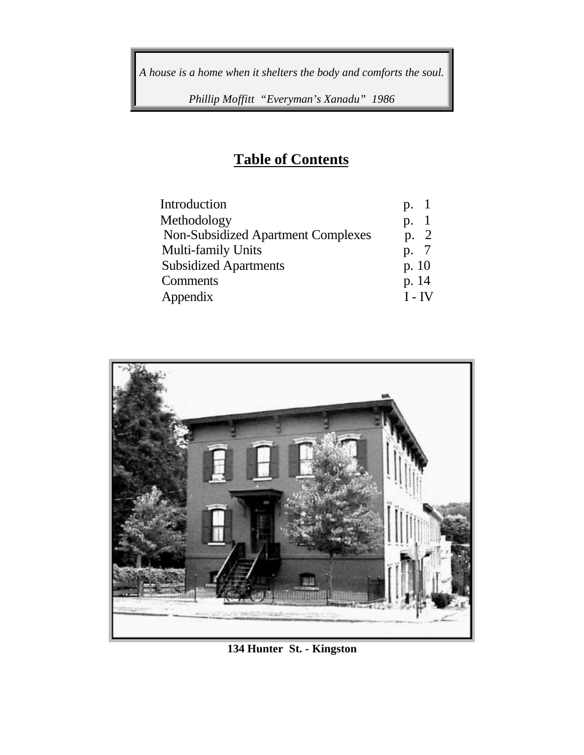*A house is a home when it shelters the body and comforts the soul.*

*Phillip Moffitt "Everyman's Xanadu" 1986*

## Table of Contents

| | |
|---|---|
| Introduction | p. 1 |
| Methodology | p. 1 |
| Non-Subsidized Apartment Complexes | p. 2 |
| Multi-family Units | p. 7 |
| Subsidized Apartments | p. 10 |
| Comments | p. 14 |
| Appendix | I - IV |

**134 Hunter St. - Kingston**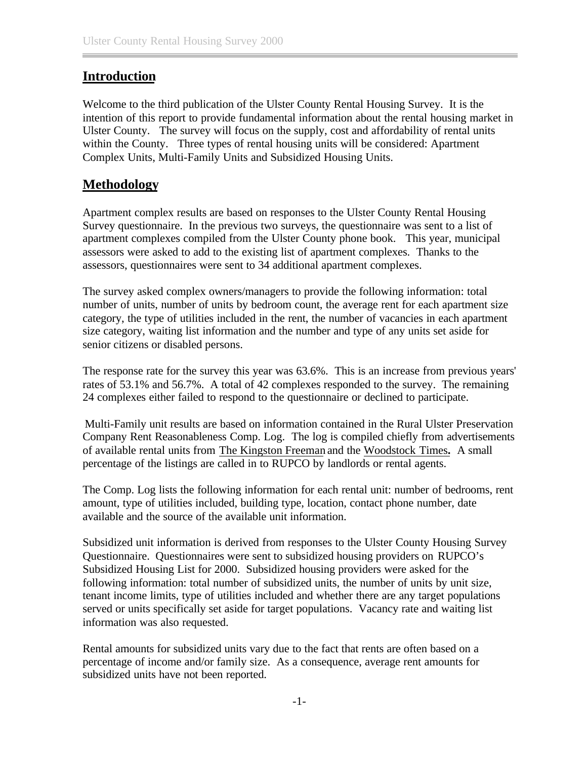## Introduction

Welcome to the third publication of the Ulster County Rental Housing Survey. It is the intention of this report to provide fundamental information about the rental housing market in Ulster County. The survey will focus on the supply, cost and affordability of rental units within the County. Three types of rental housing units will be considered: Apartment Complex Units, Multi-Family Units and Subsidized Housing Units.

## Methodology

Apartment complex results are based on responses to the Ulster County Rental Housing Survey questionnaire. In the previous two surveys, the questionnaire was sent to a list of apartment complexes compiled from the Ulster County phone book. This year, municipal assessors were asked to add to the existing list of apartment complexes. Thanks to the assessors, questionnaires were sent to 34 additional apartment complexes.

The survey asked complex owners/managers to provide the following information: total number of units, number of units by bedroom count, the average rent for each apartment size category, the type of utilities included in the rent, the number of vacancies in each apartment size category, waiting list information and the number and type of any units set aside for senior citizens or disabled persons.

The response rate for the survey this year was 63.6%. This is an increase from previous years' rates of 53.1% and 56.7%. A total of 42 complexes responded to the survey. The remaining 24 complexes either failed to respond to the questionnaire or declined to participate.

Multi-Family unit results are based on information contained in the Rural Ulster Preservation Company Rent Reasonableness Comp. Log. The log is compiled chiefly from advertisements of available rental units from The Kingston Freeman and the Woodstock Times**.** A small percentage of the listings are called in to RUPCO by landlords or rental agents.

The Comp. Log lists the following information for each rental unit: number of bedrooms, rent amount, type of utilities included, building type, location, contact phone number, date available and the source of the available unit information.

Subsidized unit information is derived from responses to the Ulster County Housing Survey Questionnaire. Questionnaires were sent to subsidized housing providers on RUPCO's Subsidized Housing List for 2000. Subsidized housing providers were asked for the following information: total number of subsidized units, the number of units by unit size, tenant income limits, type of utilities included and whether there are any target populations served or units specifically set aside for target populations. Vacancy rate and waiting list information was also requested.

Rental amounts for subsidized units vary due to the fact that rents are often based on a percentage of income and/or family size. As a consequence, average rent amounts for subsidized units have not been reported.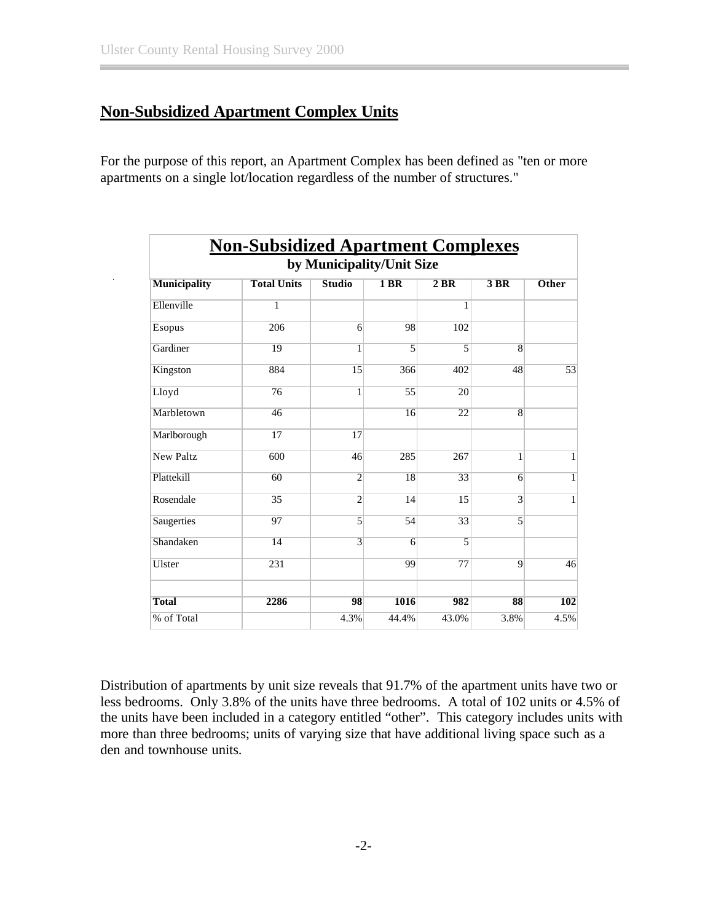## Non-Subsidized Apartment Complex Units

For the purpose of this report, an Apartment Complex has been defined as "ten or more apartments on a single lot/location regardless of the number of structures."

**Non-Subsidized Apartment Complexes**
**by Municipality/Unit Size**

| Municipality | Total Units | Studio | 1 BR | 2 BR | 3 BR | Other |
|---|---|---|---|---|---|---|
| Ellenville | 1 | | | 1 | | |
| Esopus | 206 | 6 | 98 | 102 | | |
| Gardiner | 19 | 1 | 5 | 5 | 8 | |
| Kingston | 884 | 15 | 366 | 402 | 48 | 53 |
| Lloyd | 76 | 1 | 55 | 20 | | |
| Marbletown | 46 | | 16 | 22 | 8 | |
| Marlborough | 17 | 17 | | | | |
| New Paltz | 600 | 46 | 285 | 267 | 1 | 1 |
| Plattekill | 60 | 2 | 18 | 33 | 6 | 1 |
| Rosendale | 35 | 2 | 14 | 15 | 3 | 1 |
| Saugerties | 97 | 5 | 54 | 33 | 5 | |
| Shandaken | 14 | 3 | 6 | 5 | | |
| Ulster | 231 | | 99 | 77 | 9 | 46 |
| | | | | | | |
| **Total** | **2286** | **98** | **1016** | **982** | **88** | **102** |
| % of Total | | 4.3% | 44.4% | 43.0% | 3.8% | 4.5% |

Distribution of apartments by unit size reveals that 91.7% of the apartment units have two or less bedrooms. Only 3.8% of the units have three bedrooms. A total of 102 units or 4.5% of the units have been included in a category entitled "other". This category includes units with more than three bedrooms; units of varying size that have additional living space such as a den and townhouse units.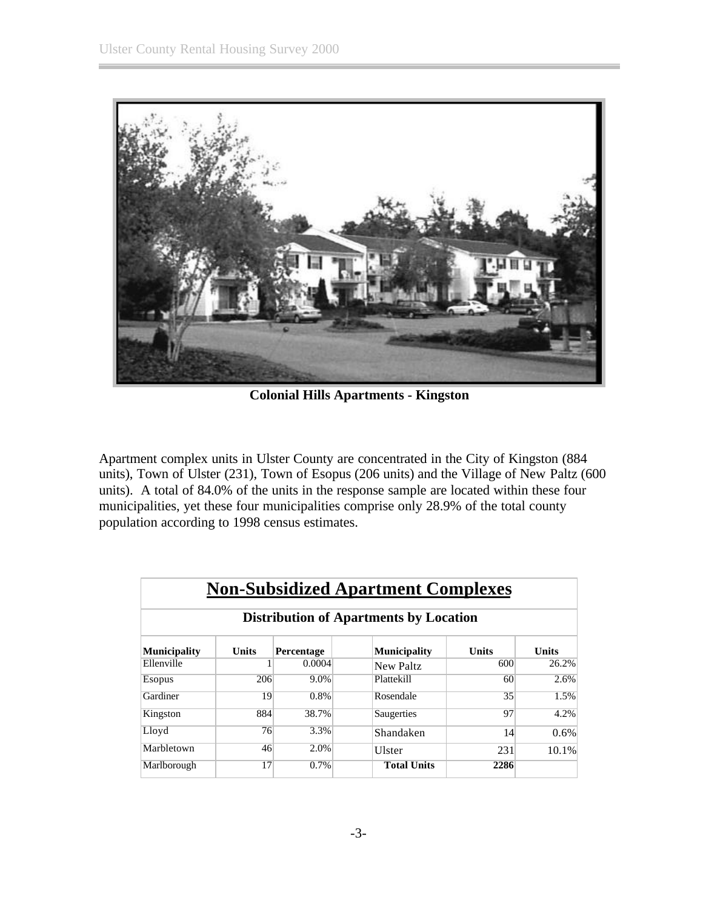Colonial Hills Apartments - Kingston

Apartment complex units in Ulster County are concentrated in the City of Kingston (884 units), Town of Ulster (231), Town of Esopus (206 units) and the Village of New Paltz (600 units). A total of 84.0% of the units in the response sample are located within these four municipalities, yet these four municipalities comprise only 28.9% of the total county population according to 1998 census estimates.

## Non-Subsidized Apartment Complexes

### Distribution of Apartments by Location

| Municipality | Units | Percentage | | Municipality | Units | Units |
|---|---|---|---|---|---|---|
| Ellenville | 1 | 0.0004 | | New Paltz | 600 | 26.2% |
| Esopus | 206 | 9.0% | | Plattekill | 60 | 2.6% |
| Gardiner | 19 | 0.8% | | Rosendale | 35 | 1.5% |
| Kingston | 884 | 38.7% | | Saugerties | 97 | 4.2% |
| Lloyd | 76 | 3.3% | | Shandaken | 14 | 0.6% |
| Marbletown | 46 | 2.0% | | Ulster | 231 | 10.1% |
| Marlborough | 17 | 0.7% | | **Total Units** | **2286** | |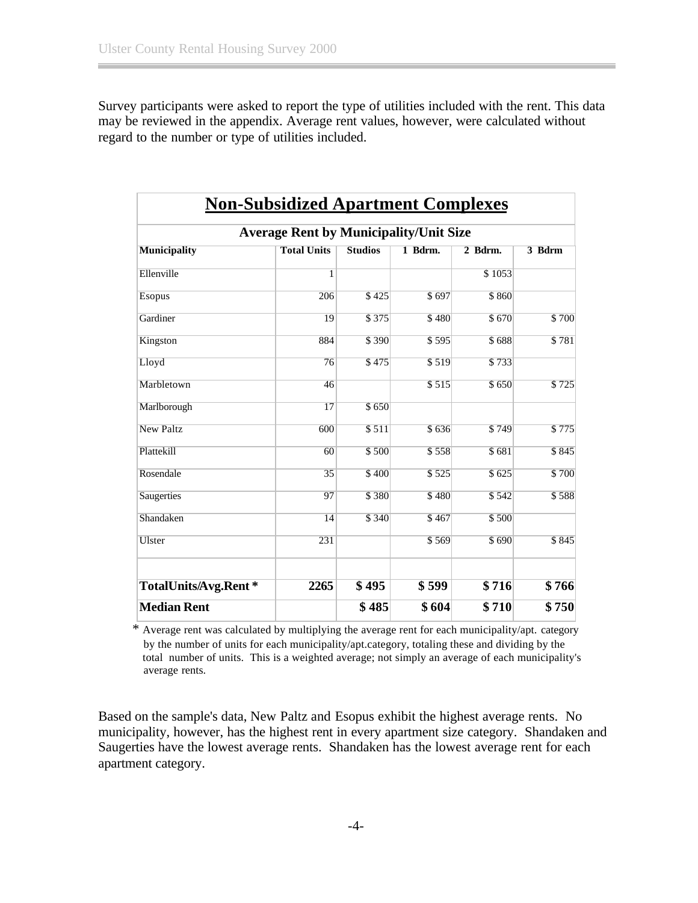Survey participants were asked to report the type of utilities included with the rent. This data may be reviewed in the appendix. Average rent values, however, were calculated without regard to the number or type of utilities included.

## Non-Subsidized Apartment Complexes

### Average Rent by Municipality/Unit Size

| Municipality | Total Units | Studios | 1 Bdrm. | 2 Bdrm. | 3 Bdrm |
|---|---|---|---|---|---|
| Ellenville | 1 | | | $ 1053 | |
| Esopus | 206 | $ 425 | $ 697 | $ 860 | |
| Gardiner | 19 | $ 375 | $ 480 | $ 670 | $ 700 |
| Kingston | 884 | $ 390 | $ 595 | $ 688 | $ 781 |
| Lloyd | 76 | $ 475 | $ 519 | $ 733 | |
| Marbletown | 46 | | $ 515 | $ 650 | $ 725 |
| Marlborough | 17 | $ 650 | | | |
| New Paltz | 600 | $ 511 | $ 636 | $ 749 | $ 775 |
| Plattekill | 60 | $ 500 | $ 558 | $ 681 | $ 845 |
| Rosendale | 35 | $ 400 | $ 525 | $ 625 | $ 700 |
| Saugerties | 97 | $ 380 | $ 480 | $ 542 | $ 588 |
| Shandaken | 14 | $ 340 | $ 467 | $ 500 | |
| Ulster | 231 | | $ 569 | $ 690 | $ 845 |
| | | | | | |
| **TotalUnits/Avg.Rent *** | **2265** | **$ 495** | **$ 599** | **$ 716** | **$ 766** |
| **Median Rent** | | **$ 485** | **$ 604** | **$ 710** | **$ 750** |

* Average rent was calculated by multiplying the average rent for each municipality/apt. category by the number of units for each municipality/apt.category, totaling these and dividing by the total number of units. This is a weighted average; not simply an average of each municipality's average rents.

Based on the sample's data, New Paltz and Esopus exhibit the highest average rents. No municipality, however, has the highest rent in every apartment size category. Shandaken and Saugerties have the lowest average rents. Shandaken has the lowest average rent for each apartment category.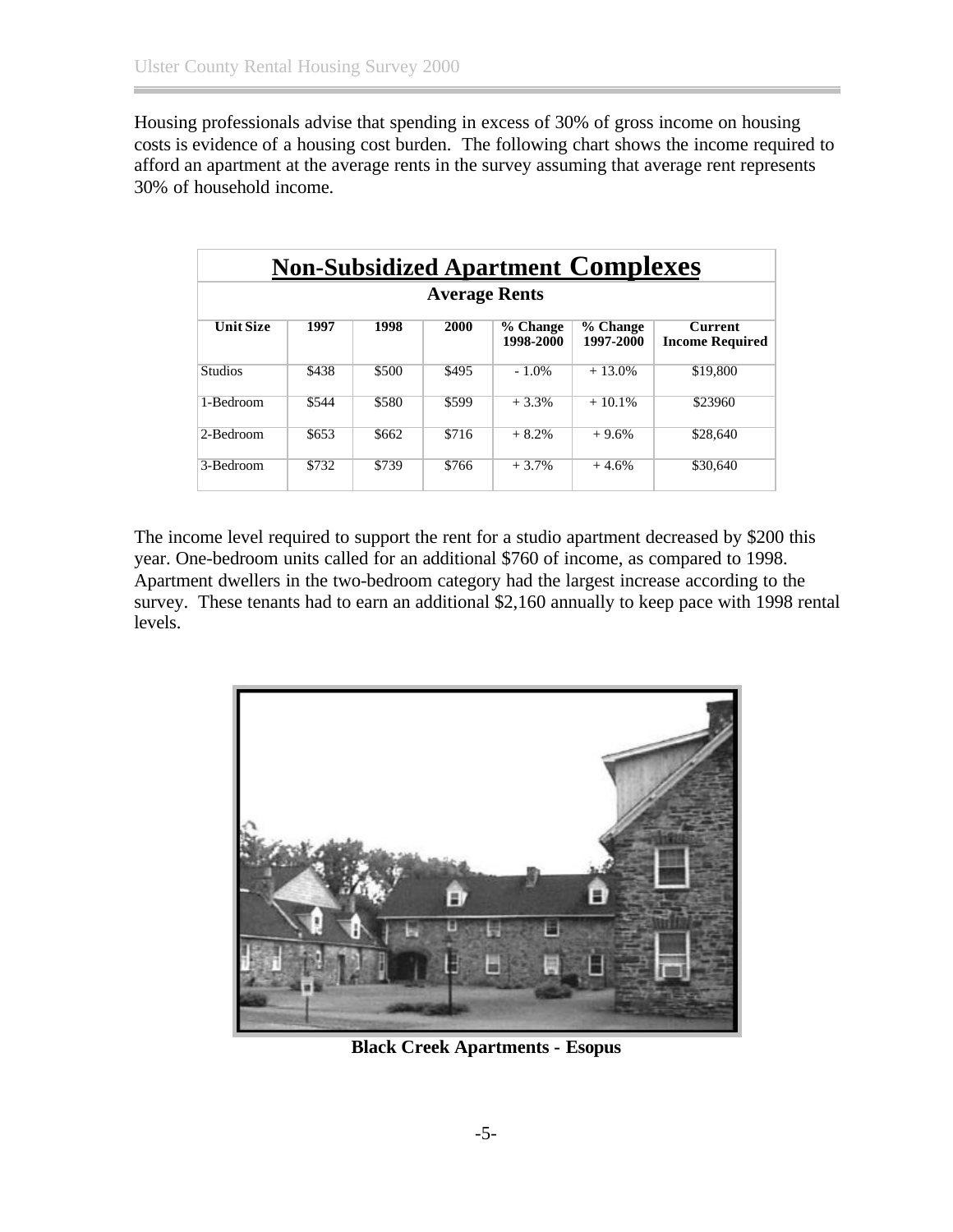Housing professionals advise that spending in excess of 30% of gross income on housing costs is evidence of a housing cost burden. The following chart shows the income required to afford an apartment at the average rents in the survey assuming that average rent represents 30% of household income.

## Non-Subsidized Apartment Complexes

**Average Rents**

| Unit Size | 1997 | 1998 | 2000 | % Change 1998-2000 | % Change 1997-2000 | Current Income Required |
|---|---|---|---|---|---|---|
| Studios | $438 | $500 | $495 | - 1.0% | + 13.0% | $19,800 |
| 1-Bedroom | $544 | $580 | $599 | + 3.3% | + 10.1% | $23960 |
| 2-Bedroom | $653 | $662 | $716 | + 8.2% | + 9.6% | $28,640 |
| 3-Bedroom | $732 | $739 | $766 | + 3.7% | + 4.6% | $30,640 |

The income level required to support the rent for a studio apartment decreased by $200 this year. One-bedroom units called for an additional $760 of income, as compared to 1998. Apartment dwellers in the two-bedroom category had the largest increase according to the survey. These tenants had to earn an additional $2,160 annually to keep pace with 1998 rental levels.

**Black Creek Apartments - Esopus**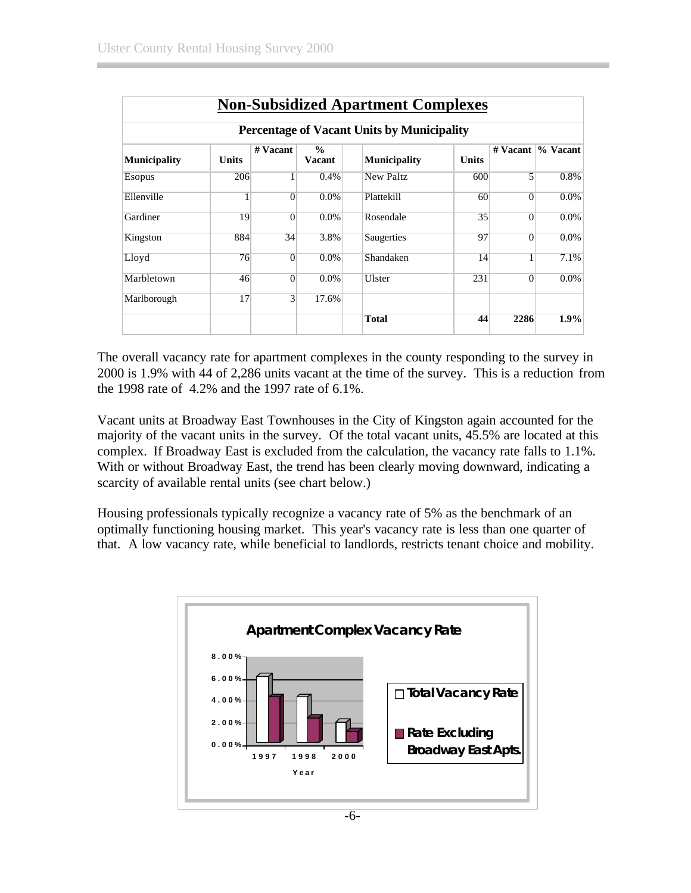## Non-Subsidized Apartment Complexes

### Percentage of Vacant Units by Municipality

| Municipality | Units | # Vacant | % Vacant | Municipality | Units | # Vacant | % Vacant |
|---|---|---|---|---|---|---|---|
| Esopus | 206 | 1 | 0.4% | New Paltz | 600 | 5 | 0.8% |
| Ellenville | 1 | 0 | 0.0% | Plattekill | 60 | 0 | 0.0% |
| Gardiner | 19 | 0 | 0.0% | Rosendale | 35 | 0 | 0.0% |
| Kingston | 884 | 34 | 3.8% | Saugerties | 97 | 0 | 0.0% |
| Lloyd | 76 | 0 | 0.0% | Shandaken | 14 | 1 | 7.1% |
| Marbletown | 46 | 0 | 0.0% | Ulster | 231 | 0 | 0.0% |
| Marlborough | 17 | 3 | 17.6% | | | | |
| | | | | **Total** | **44** | **2286** | **1.9%** |

The overall vacancy rate for apartment complexes in the county responding to the survey in 2000 is 1.9% with 44 of 2,286 units vacant at the time of the survey. This is a reduction from the 1998 rate of 4.2% and the 1997 rate of 6.1%.

Vacant units at Broadway East Townhouses in the City of Kingston again accounted for the majority of the vacant units in the survey. Of the total vacant units, 45.5% are located at this complex. If Broadway East is excluded from the calculation, the vacancy rate falls to 1.1%. With or without Broadway East, the trend has been clearly moving downward, indicating a scarcity of available rental units (see chart below.)

Housing professionals typically recognize a vacancy rate of 5% as the benchmark of an optimally functioning housing market. This year's vacancy rate is less than one quarter of that. A low vacancy rate, while beneficial to landlords, restricts tenant choice and mobility.

**Apartment Complex Vacancy Rate**

(Chart: Total Vacancy Rate and Rate Excluding Broadway East Apts. by Year — 1997, 1998, 2000; y-axis 0.00%–8.00%)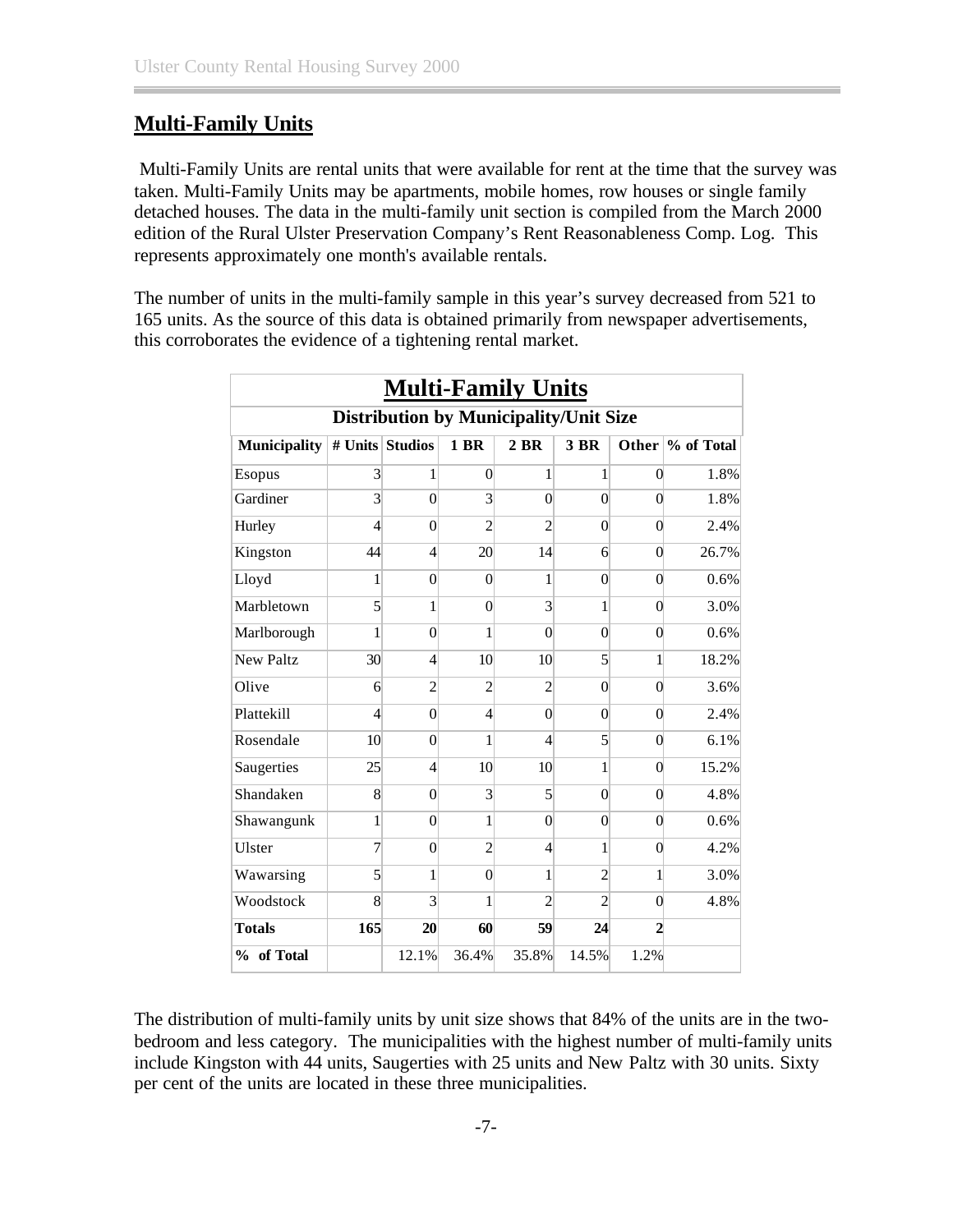## Multi-Family Units

Multi-Family Units are rental units that were available for rent at the time that the survey was taken. Multi-Family Units may be apartments, mobile homes, row houses or single family detached houses. The data in the multi-family unit section is compiled from the March 2000 edition of the Rural Ulster Preservation Company's Rent Reasonableness Comp. Log. This represents approximately one month's available rentals.

The number of units in the multi-family sample in this year's survey decreased from 521 to 165 units. As the source of this data is obtained primarily from newspaper advertisements, this corroborates the evidence of a tightening rental market.

| **Multi-Family Units** | | | | | | | |
|---|---|---|---|---|---|---|---|
| **Distribution by Municipality/Unit Size** | | | | | | | |
| **Municipality** | **# Units** | **Studios** | **1 BR** | **2 BR** | **3 BR** | **Other** | **% of Total** |
| Esopus | 3 | 1 | 0 | 1 | 1 | 0 | 1.8% |
| Gardiner | 3 | 0 | 3 | 0 | 0 | 0 | 1.8% |
| Hurley | 4 | 0 | 2 | 2 | 0 | 0 | 2.4% |
| Kingston | 44 | 4 | 20 | 14 | 6 | 0 | 26.7% |
| Lloyd | 1 | 0 | 0 | 1 | 0 | 0 | 0.6% |
| Marbletown | 5 | 1 | 0 | 3 | 1 | 0 | 3.0% |
| Marlborough | 1 | 0 | 1 | 0 | 0 | 0 | 0.6% |
| New Paltz | 30 | 4 | 10 | 10 | 5 | 1 | 18.2% |
| Olive | 6 | 2 | 2 | 2 | 0 | 0 | 3.6% |
| Plattekill | 4 | 0 | 4 | 0 | 0 | 0 | 2.4% |
| Rosendale | 10 | 0 | 1 | 4 | 5 | 0 | 6.1% |
| Saugerties | 25 | 4 | 10 | 10 | 1 | 0 | 15.2% |
| Shandaken | 8 | 0 | 3 | 5 | 0 | 0 | 4.8% |
| Shawangunk | 1 | 0 | 1 | 0 | 0 | 0 | 0.6% |
| Ulster | 7 | 0 | 2 | 4 | 1 | 0 | 4.2% |
| Wawarsing | 5 | 1 | 0 | 1 | 2 | 1 | 3.0% |
| Woodstock | 8 | 3 | 1 | 2 | 2 | 0 | 4.8% |
| **Totals** | **165** | **20** | **60** | **59** | **24** | **2** | |
| **% of Total** | | 12.1% | 36.4% | 35.8% | 14.5% | 1.2% | |

The distribution of multi-family units by unit size shows that 84% of the units are in the two-bedroom and less category. The municipalities with the highest number of multi-family units include Kingston with 44 units, Saugerties with 25 units and New Paltz with 30 units. Sixty per cent of the units are located in these three municipalities.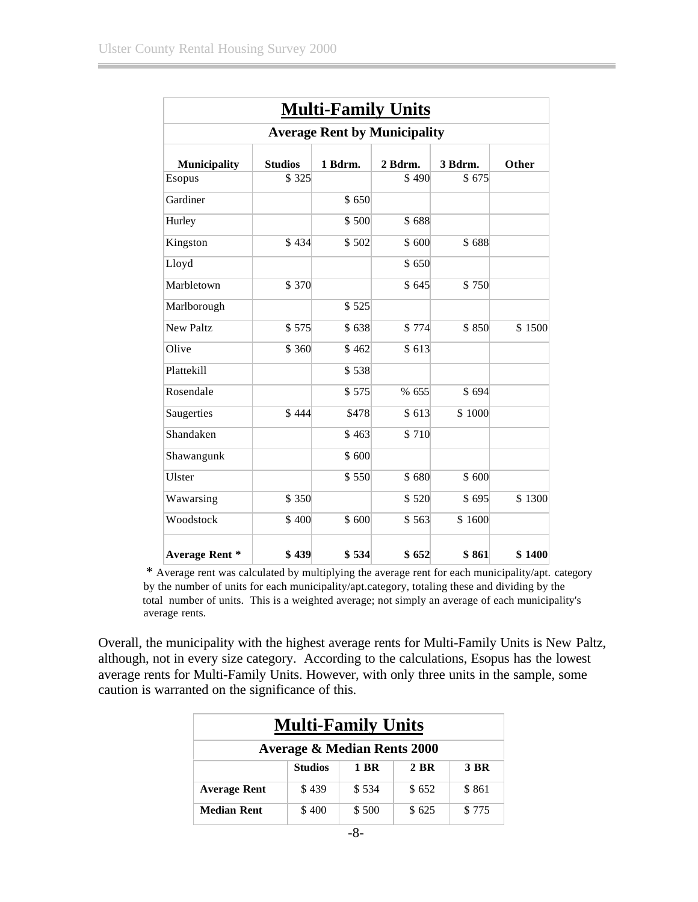| **Multi-Family Units** | | | | | |
|---|---|---|---|---|---|
| **Average Rent by Municipality** | | | | | |
| **Municipality** | **Studios** | **1 Bdrm.** | **2 Bdrm.** | **3 Bdrm.** | **Other** |
| Esopus | $ 325 | | $ 490 | $ 675 | |
| Gardiner | | $ 650 | | | |
| Hurley | | $ 500 | $ 688 | | |
| Kingston | $ 434 | $ 502 | $ 600 | $ 688 | |
| Lloyd | | | $ 650 | | |
| Marbletown | $ 370 | | $ 645 | $ 750 | |
| Marlborough | | $ 525 | | | |
| New Paltz | $ 575 | $ 638 | $ 774 | $ 850 | $ 1500 |
| Olive | $ 360 | $ 462 | $ 613 | | |
| Plattekill | | $ 538 | | | |
| Rosendale | | $ 575 | % 655 | $ 694 | |
| Saugerties | $ 444 | $478 | $ 613 | $ 1000 | |
| Shandaken | | $ 463 | $ 710 | | |
| Shawangunk | | $ 600 | | | |
| Ulster | | $ 550 | $ 680 | $ 600 | |
| Wawarsing | $ 350 | | $ 520 | $ 695 | $ 1300 |
| Woodstock | $ 400 | $ 600 | $ 563 | $ 1600 | |
| **Average Rent *** | **$ 439** | **$ 534** | **$ 652** | **$ 861** | **$ 1400** |

* Average rent was calculated by multiplying the average rent for each municipality/apt. category by the number of units for each municipality/apt.category, totaling these and dividing by the total number of units. This is a weighted average; not simply an average of each municipality's average rents.

Overall, the municipality with the highest average rents for Multi-Family Units is New Paltz, although, not in every size category. According to the calculations, Esopus has the lowest average rents for Multi-Family Units. However, with only three units in the sample, some caution is warranted on the significance of this.

| **Multi-Family Units** | | | | |
|---|---|---|---|---|
| **Average & Median Rents 2000** | | | | |
| | **Studios** | **1 BR** | **2 BR** | **3 BR** |
| **Average Rent** | $ 439 | $ 534 | $ 652 | $ 861 |
| **Median Rent** | $ 400 | $ 500 | $ 625 | $ 775 |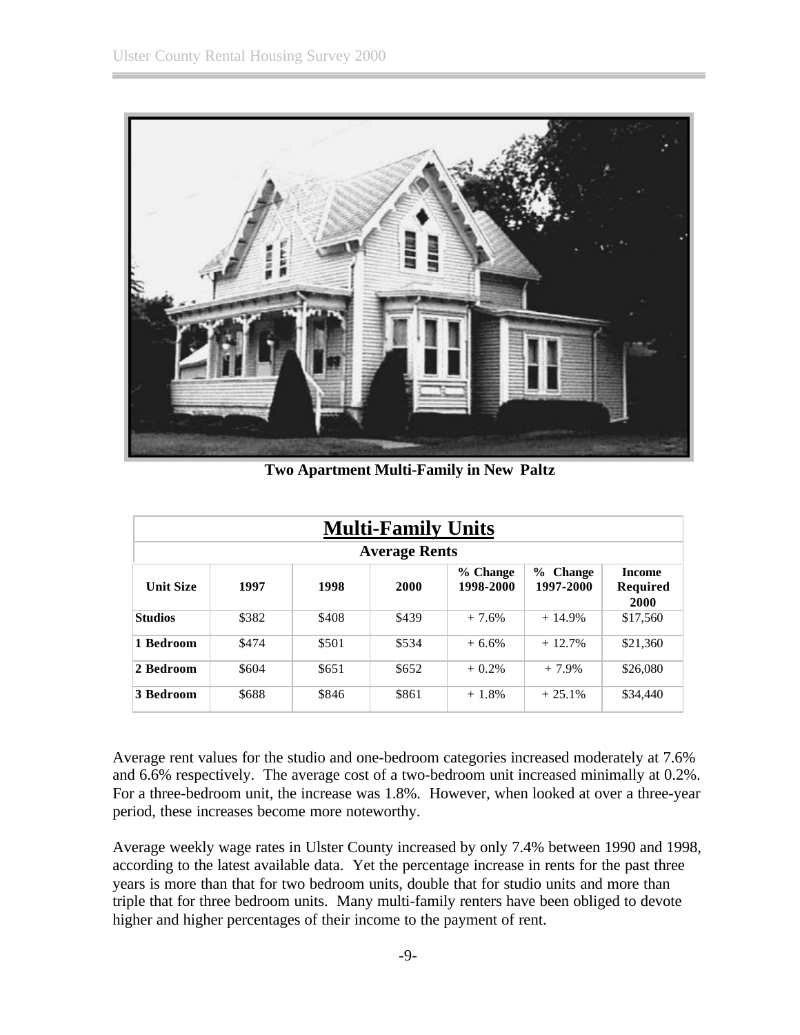Two Apartment Multi-Family in New Paltz

| **Multi-Family Units** | | | | | | |
|---|---|---|---|---|---|---|
| **Average Rents** | | | | | | |
| **Unit Size** | **1997** | **1998** | **2000** | **% Change 1998-2000** | **% Change 1997-2000** | **Income Required 2000** |
| **Studios** | $382 | $408 | $439 | + 7.6% | + 14.9% | $17,560 |
| **1 Bedroom** | $474 | $501 | $534 | + 6.6% | + 12.7% | $21,360 |
| **2 Bedroom** | $604 | $651 | $652 | + 0.2% | + 7.9% | $26,080 |
| **3 Bedroom** | $688 | $846 | $861 | + 1.8% | + 25.1% | $34,440 |

Average rent values for the studio and one-bedroom categories increased moderately at 7.6% and 6.6% respectively. The average cost of a two-bedroom unit increased minimally at 0.2%. For a three-bedroom unit, the increase was 1.8%. However, when looked at over a three-year period, these increases become more noteworthy.

Average weekly wage rates in Ulster County increased by only 7.4% between 1990 and 1998, according to the latest available data. Yet the percentage increase in rents for the past three years is more than that for two bedroom units, double that for studio units and more than triple that for three bedroom units. Many multi-family renters have been obliged to devote higher and higher percentages of their income to the payment of rent.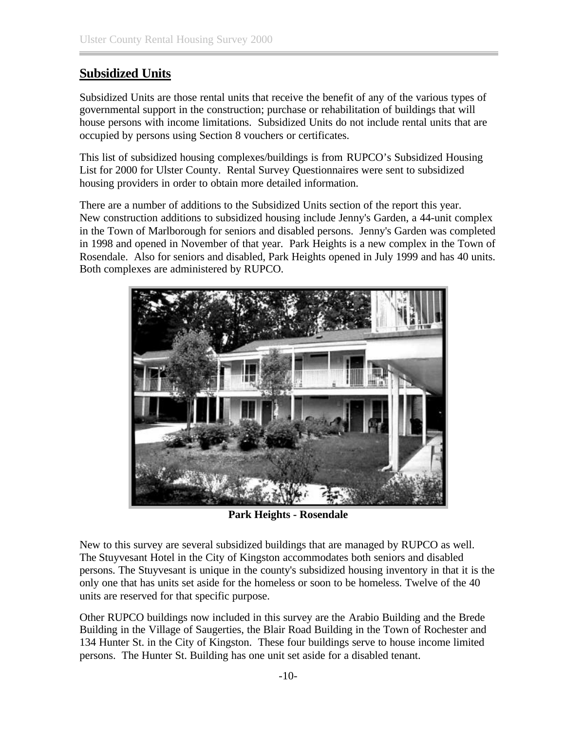## Subsidized Units

Subsidized Units are those rental units that receive the benefit of any of the various types of governmental support in the construction; purchase or rehabilitation of buildings that will house persons with income limitations. Subsidized Units do not include rental units that are occupied by persons using Section 8 vouchers or certificates.

This list of subsidized housing complexes/buildings is from RUPCO's Subsidized Housing List for 2000 for Ulster County. Rental Survey Questionnaires were sent to subsidized housing providers in order to obtain more detailed information.

There are a number of additions to the Subsidized Units section of the report this year. New construction additions to subsidized housing include Jenny's Garden, a 44-unit complex in the Town of Marlborough for seniors and disabled persons. Jenny's Garden was completed in 1998 and opened in November of that year. Park Heights is a new complex in the Town of Rosendale. Also for seniors and disabled, Park Heights opened in July 1999 and has 40 units. Both complexes are administered by RUPCO.

**Park Heights - Rosendale**

New to this survey are several subsidized buildings that are managed by RUPCO as well. The Stuyvesant Hotel in the City of Kingston accommodates both seniors and disabled persons. The Stuyvesant is unique in the county's subsidized housing inventory in that it is the only one that has units set aside for the homeless or soon to be homeless. Twelve of the 40 units are reserved for that specific purpose.

Other RUPCO buildings now included in this survey are the Arabio Building and the Brede Building in the Village of Saugerties, the Blair Road Building in the Town of Rochester and 134 Hunter St. in the City of Kingston. These four buildings serve to house income limited persons. The Hunter St. Building has one unit set aside for a disabled tenant.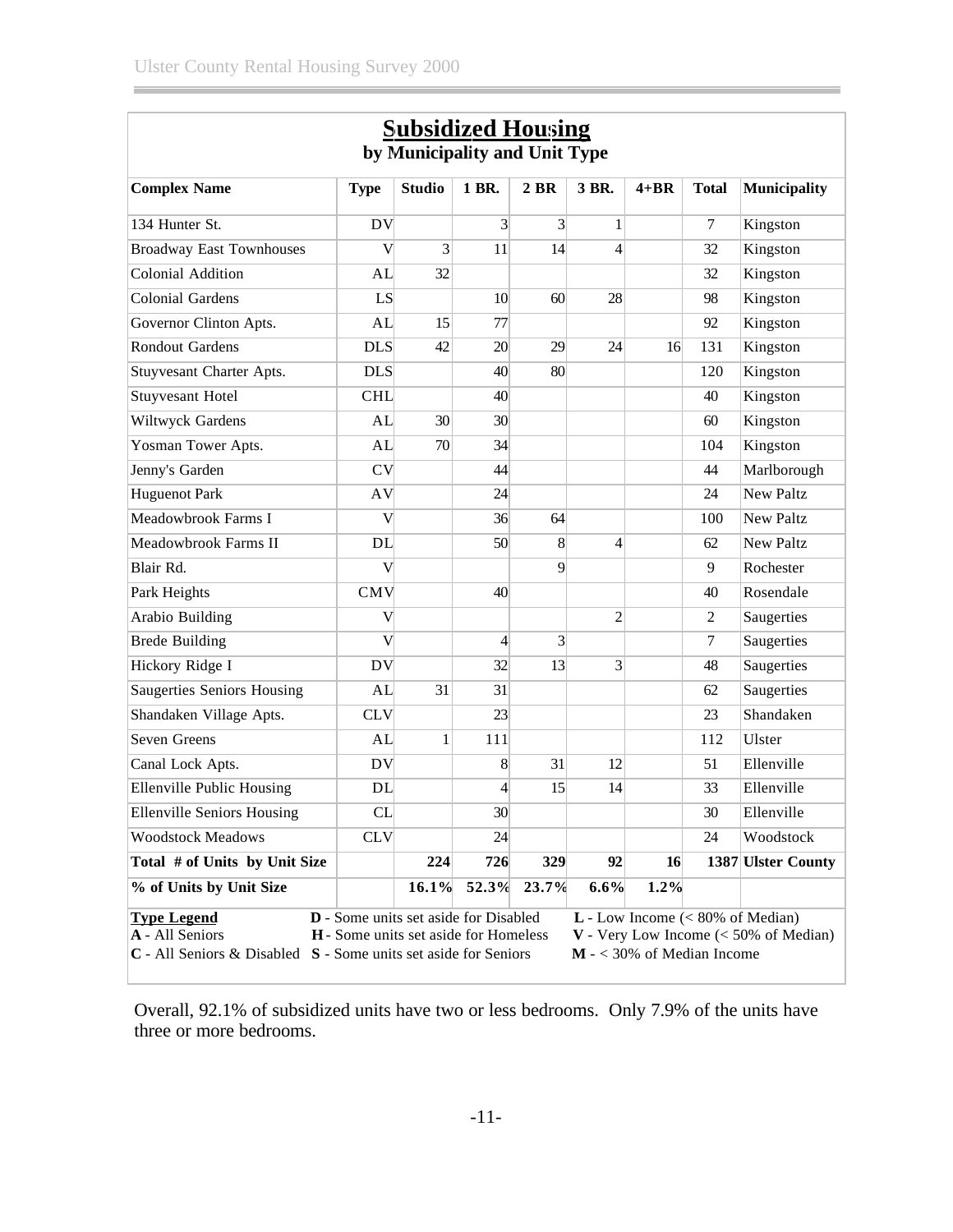## Subsidized Housing

### by Municipality and Unit Type

| Complex Name | Type | Studio | 1 BR. | 2 BR | 3 BR. | 4+BR | Total | Municipality |
|---|---|---|---|---|---|---|---|---|
| 134 Hunter St. | DV | | 3 | 3 | 1 | | 7 | Kingston |
| Broadway East Townhouses | V | 3 | 11 | 14 | 4 | | 32 | Kingston |
| Colonial Addition | AL | 32 | | | | | 32 | Kingston |
| Colonial Gardens | LS | | 10 | 60 | 28 | | 98 | Kingston |
| Governor Clinton Apts. | AL | 15 | 77 | | | | 92 | Kingston |
| Rondout Gardens | DLS | 42 | 20 | 29 | 24 | 16 | 131 | Kingston |
| Stuyvesant Charter Apts. | DLS | | 40 | 80 | | | 120 | Kingston |
| Stuyvesant Hotel | CHL | | 40 | | | | 40 | Kingston |
| Wiltwyck Gardens | AL | 30 | 30 | | | | 60 | Kingston |
| Yosman Tower Apts. | AL | 70 | 34 | | | | 104 | Kingston |
| Jenny's Garden | CV | | 44 | | | | 44 | Marlborough |
| Huguenot Park | AV | | 24 | | | | 24 | New Paltz |
| Meadowbrook Farms I | V | | 36 | 64 | | | 100 | New Paltz |
| Meadowbrook Farms II | DL | | 50 | 8 | 4 | | 62 | New Paltz |
| Blair Rd. | V | | | 9 | | | 9 | Rochester |
| Park Heights | CMV | | 40 | | | | 40 | Rosendale |
| Arabio Building | V | | | | 2 | | 2 | Saugerties |
| Brede Building | V | | 4 | 3 | | | 7 | Saugerties |
| Hickory Ridge I | DV | | 32 | 13 | 3 | | 48 | Saugerties |
| Saugerties Seniors Housing | AL | 31 | 31 | | | | 62 | Saugerties |
| Shandaken Village Apts. | CLV | | 23 | | | | 23 | Shandaken |
| Seven Greens | AL | 1 | 111 | | | | 112 | Ulster |
| Canal Lock Apts. | DV | | 8 | 31 | 12 | | 51 | Ellenville |
| Ellenville Public Housing | DL | | 4 | 15 | 14 | | 33 | Ellenville |
| Ellenville Seniors Housing | CL | | 30 | | | | 30 | Ellenville |
| Woodstock Meadows | CLV | | 24 | | | | 24 | Woodstock |
| **Total # of Units by Unit Size** | | **224** | **726** | **329** | **92** | **16** | **1387** | **Ulster County** |
| **% of Units by Unit Size** | | **16.1%** | **52.3%** | **23.7%** | **6.6%** | **1.2%** | | |

**Type Legend**
**A** - All Seniors
**C** - All Seniors & Disabled
**D** - Some units set aside for Disabled
**H** - Some units set aside for Homeless
**S** - Some units set aside for Seniors
**L** - Low Income (< 80% of Median)
**V** - Very Low Income (< 50% of Median)
**M** - < 30% of Median Income

Overall, 92.1% of subsidized units have two or less bedrooms. Only 7.9% of the units have three or more bedrooms.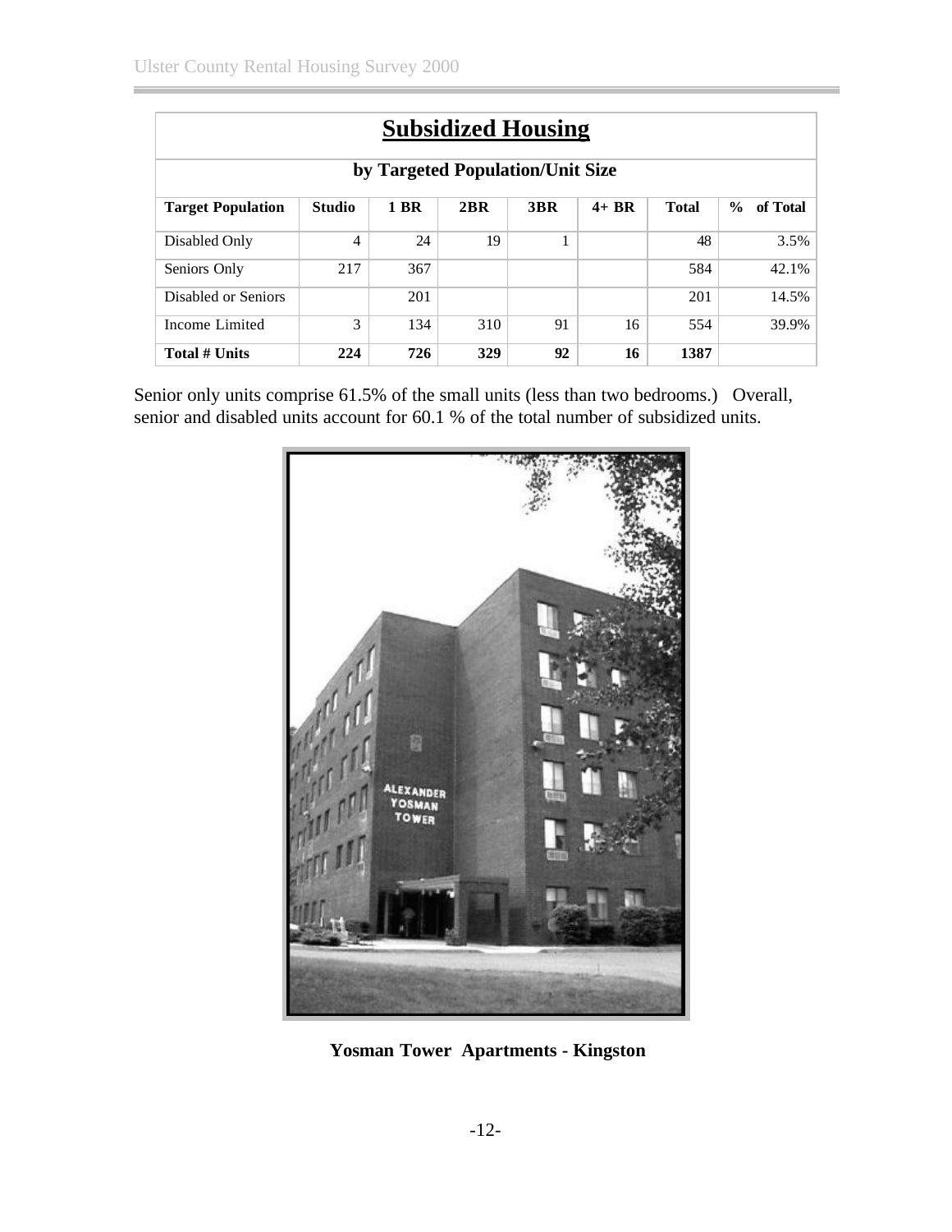| Subsidized Housing | | | | | | | |
|---|---|---|---|---|---|---|---|
| **by Targeted Population/Unit Size** | | | | | | | |
| **Target Population** | **Studio** | **1 BR** | **2BR** | **3BR** | **4+ BR** | **Total** | **% of Total** |
| Disabled Only | 4 | 24 | 19 | 1 | | 48 | 3.5% |
| Seniors Only | 217 | 367 | | | | 584 | 42.1% |
| Disabled or Seniors | | 201 | | | | 201 | 14.5% |
| Income Limited | 3 | 134 | 310 | 91 | 16 | 554 | 39.9% |
| **Total # Units** | **224** | **726** | **329** | **92** | **16** | **1387** | |

Senior only units comprise 61.5% of the small units (less than two bedrooms.) Overall, senior and disabled units account for 60.1 % of the total number of subsidized units.

**Yosman Tower Apartments - Kingston**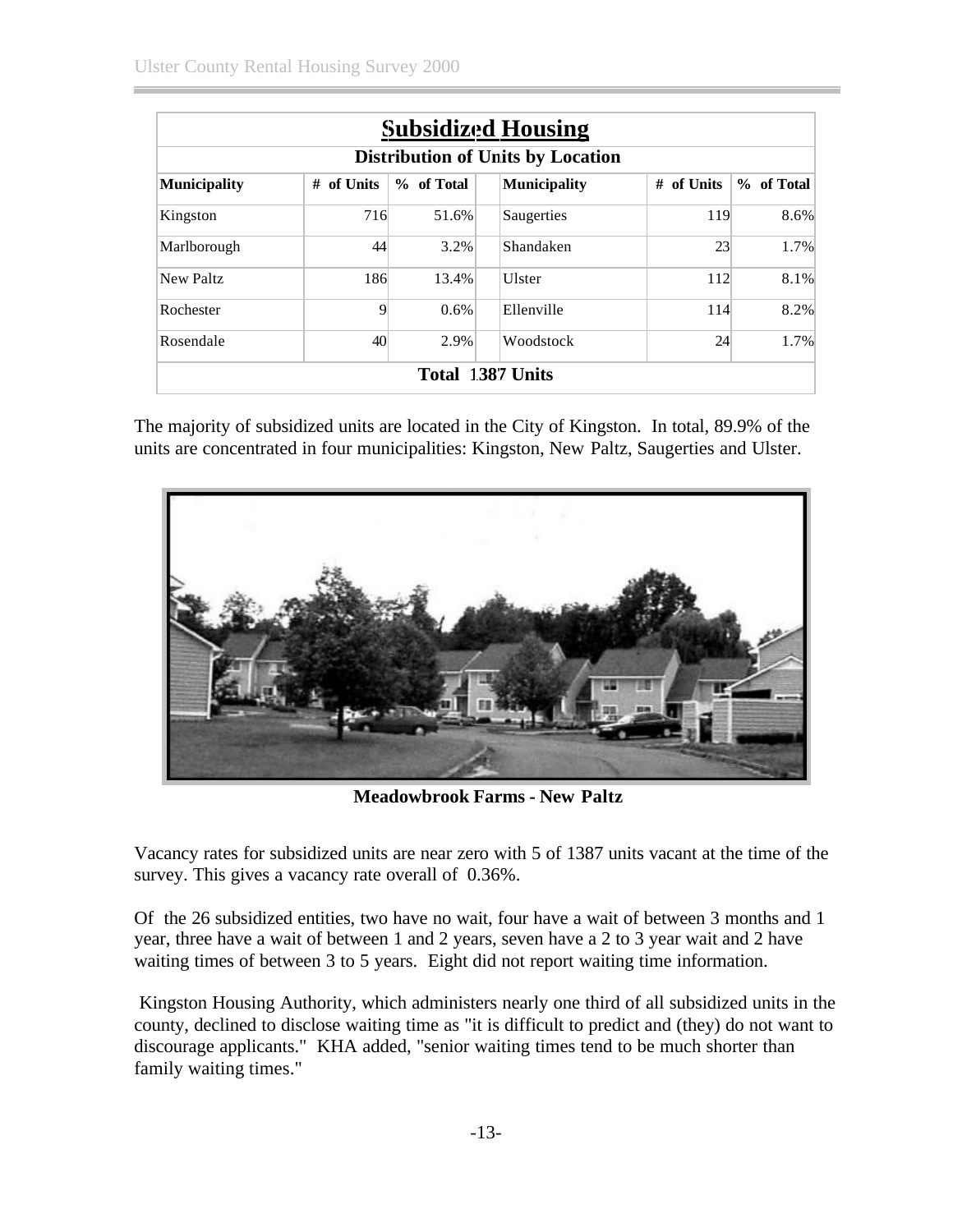| **Subsidized Housing** | | | | | |
|---|---|---|---|---|---|
| **Distribution of Units by Location** | | | | | |
| **Municipality** | **# of Units** | **% of Total** | **Municipality** | **# of Units** | **% of Total** |
| Kingston | 716 | 51.6% | Saugerties | 119 | 8.6% |
| Marlborough | 44 | 3.2% | Shandaken | 23 | 1.7% |
| New Paltz | 186 | 13.4% | Ulster | 112 | 8.1% |
| Rochester | 9 | 0.6% | Ellenville | 114 | 8.2% |
| Rosendale | 40 | 2.9% | Woodstock | 24 | 1.7% |
| **Total 1387 Units** | | | | | |

The majority of subsidized units are located in the City of Kingston. In total, 89.9% of the units are concentrated in four municipalities: Kingston, New Paltz, Saugerties and Ulster.

**Meadowbrook Farms - New Paltz**

Vacancy rates for subsidized units are near zero with 5 of 1387 units vacant at the time of the survey. This gives a vacancy rate overall of 0.36%.

Of the 26 subsidized entities, two have no wait, four have a wait of between 3 months and 1 year, three have a wait of between 1 and 2 years, seven have a 2 to 3 year wait and 2 have waiting times of between 3 to 5 years. Eight did not report waiting time information.

Kingston Housing Authority, which administers nearly one third of all subsidized units in the county, declined to disclose waiting time as "it is difficult to predict and (they) do not want to discourage applicants." KHA added, "senior waiting times tend to be much shorter than family waiting times."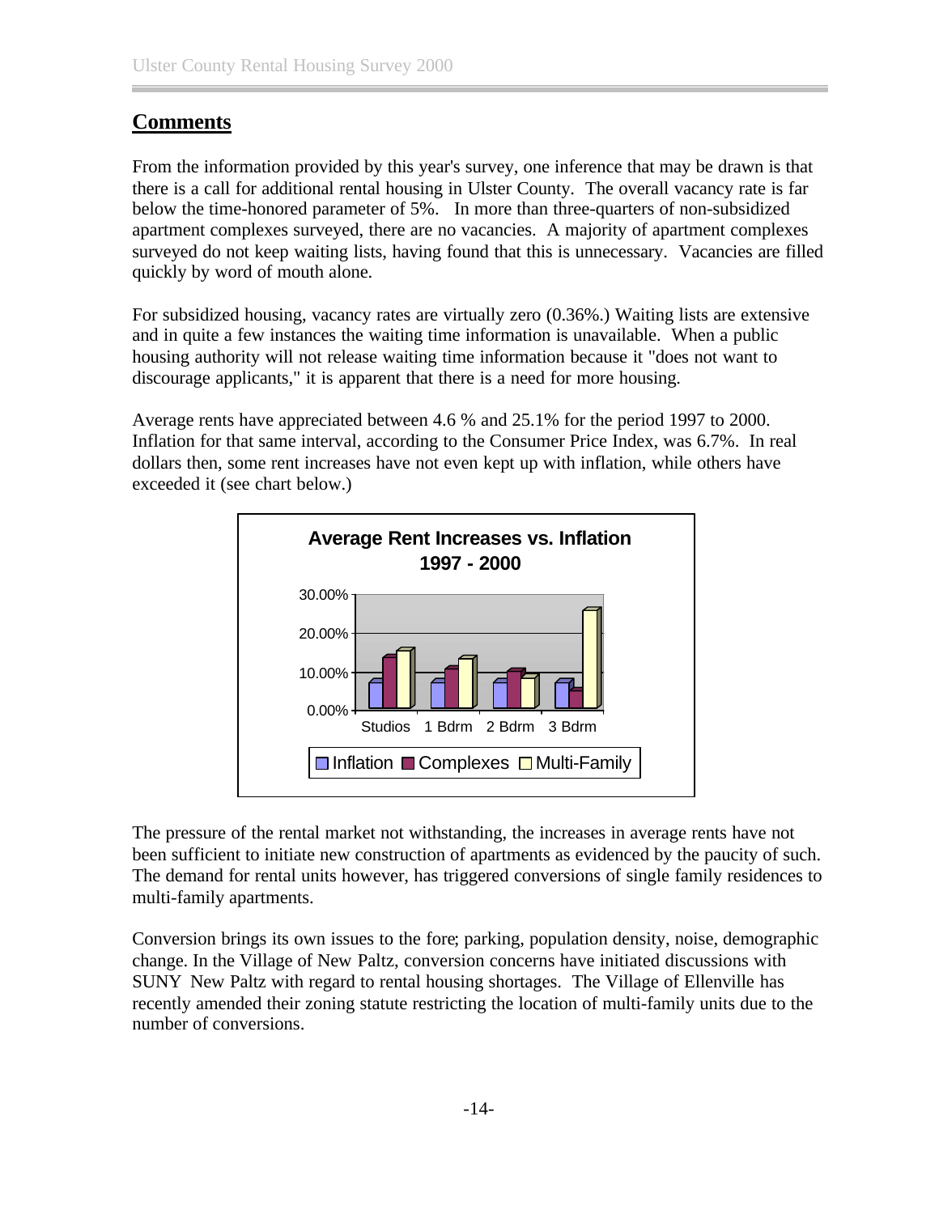## Comments

From the information provided by this year's survey, one inference that may be drawn is that there is a call for additional rental housing in Ulster County. The overall vacancy rate is far below the time-honored parameter of 5%. In more than three-quarters of non-subsidized apartment complexes surveyed, there are no vacancies. A majority of apartment complexes surveyed do not keep waiting lists, having found that this is unnecessary. Vacancies are filled quickly by word of mouth alone.

For subsidized housing, vacancy rates are virtually zero (0.36%.) Waiting lists are extensive and in quite a few instances the waiting time information is unavailable. When a public housing authority will not release waiting time information because it "does not want to discourage applicants," it is apparent that there is a need for more housing.

Average rents have appreciated between 4.6 % and 25.1% for the period 1997 to 2000. Inflation for that same interval, according to the Consumer Price Index, was 6.7%. In real dollars then, some rent increases have not even kept up with inflation, while others have exceeded it (see chart below.)

**Average Rent Increases vs. Inflation 1997 - 2000**

The pressure of the rental market not withstanding, the increases in average rents have not been sufficient to initiate new construction of apartments as evidenced by the paucity of such. The demand for rental units however, has triggered conversions of single family residences to multi-family apartments.

Conversion brings its own issues to the fore; parking, population density, noise, demographic change. In the Village of New Paltz, conversion concerns have initiated discussions with SUNY New Paltz with regard to rental housing shortages. The Village of Ellenville has recently amended their zoning statute restricting the location of multi-family units due to the number of conversions.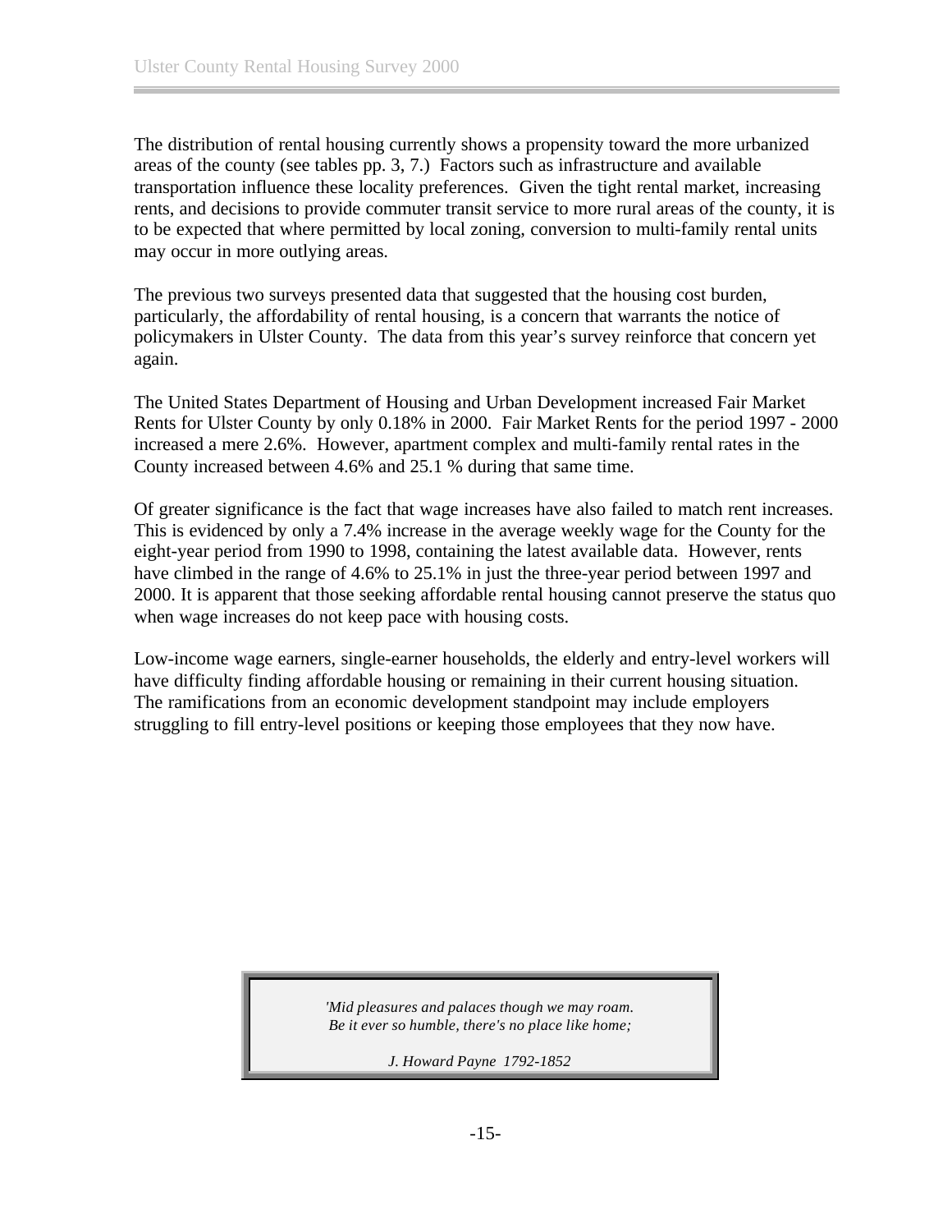The distribution of rental housing currently shows a propensity toward the more urbanized areas of the county (see tables pp. 3, 7.) Factors such as infrastructure and available transportation influence these locality preferences. Given the tight rental market, increasing rents, and decisions to provide commuter transit service to more rural areas of the county, it is to be expected that where permitted by local zoning, conversion to multi-family rental units may occur in more outlying areas.

The previous two surveys presented data that suggested that the housing cost burden, particularly, the affordability of rental housing, is a concern that warrants the notice of policymakers in Ulster County. The data from this year's survey reinforce that concern yet again.

The United States Department of Housing and Urban Development increased Fair Market Rents for Ulster County by only 0.18% in 2000. Fair Market Rents for the period 1997 - 2000 increased a mere 2.6%. However, apartment complex and multi-family rental rates in the County increased between 4.6% and 25.1 % during that same time.

Of greater significance is the fact that wage increases have also failed to match rent increases. This is evidenced by only a 7.4% increase in the average weekly wage for the County for the eight-year period from 1990 to 1998, containing the latest available data. However, rents have climbed in the range of 4.6% to 25.1% in just the three-year period between 1997 and 2000. It is apparent that those seeking affordable rental housing cannot preserve the status quo when wage increases do not keep pace with housing costs.

Low-income wage earners, single-earner households, the elderly and entry-level workers will have difficulty finding affordable housing or remaining in their current housing situation. The ramifications from an economic development standpoint may include employers struggling to fill entry-level positions or keeping those employees that they now have.

> *'Mid pleasures and palaces though we may roam.*
> *Be it ever so humble, there's no place like home;*
>
> *J. Howard Payne 1792-1852*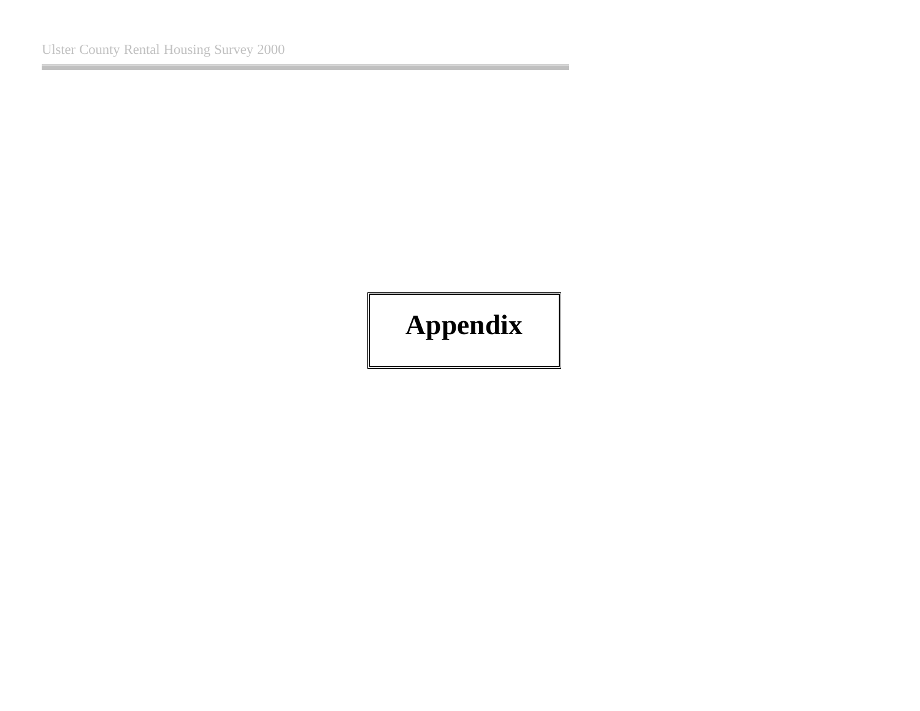# Appendix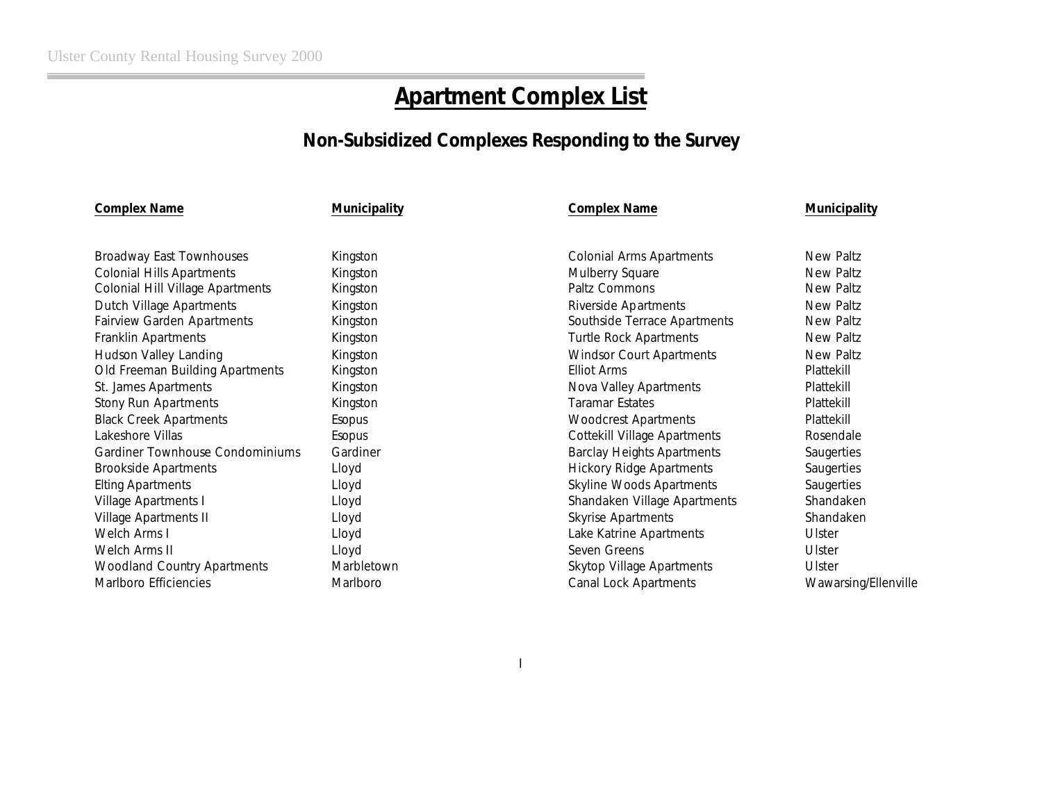# Apartment Complex List

## Non-Subsidized Complexes Responding to the Survey

| Complex Name | Municipality |
| --- | --- |
| Broadway East Townhouses | Kingston |
| Colonial Hills Apartments | Kingston |
| Colonial Hill Village Apartments | Kingston |
| Dutch Village Apartments | Kingston |
| Fairview Garden Apartments | Kingston |
| Franklin Apartments | Kingston |
| Hudson Valley Landing | Kingston |
| Old Freeman Building Apartments | Kingston |
| St. James Apartments | Kingston |
| Stony Run Apartments | Kingston |
| Black Creek Apartments | Esopus |
| Lakeshore Villas | Esopus |
| Gardiner Townhouse Condominiums | Gardiner |
| Brookside Apartments | Lloyd |
| Elting Apartments | Lloyd |
| Village Apartments I | Lloyd |
| Village Apartments II | Lloyd |
| Welch Arms I | Lloyd |
| Welch Arms II | Lloyd |
| Woodland Country Apartments | Marbletown |
| Marlboro Efficiencies | Marlboro |
| Colonial Arms Apartments | New Paltz |
| Mulberry Square | New Paltz |
| Paltz Commons | New Paltz |
| Riverside Apartments | New Paltz |
| Southside Terrace Apartments | New Paltz |
| Turtle Rock Apartments | New Paltz |
| Windsor Court Apartments | New Paltz |
| Elliot Arms | Plattekill |
| Nova Valley Apartments | Plattekill |
| Taramar Estates | Plattekill |
| Woodcrest Apartments | Plattekill |
| Cottekill Village Apartments | Rosendale |
| Barclay Heights Apartments | Saugerties |
| Hickory Ridge Apartments | Saugerties |
| Skyline Woods Apartments | Saugerties |
| Shandaken Village Apartments | Shandaken |
| Skyrise Apartments | Shandaken |
| Lake Katrine Apartments | Ulster |
| Seven Greens | Ulster |
| Skytop Village Apartments | Ulster |
| Canal Lock Apartments | Wawarsing/Ellenville |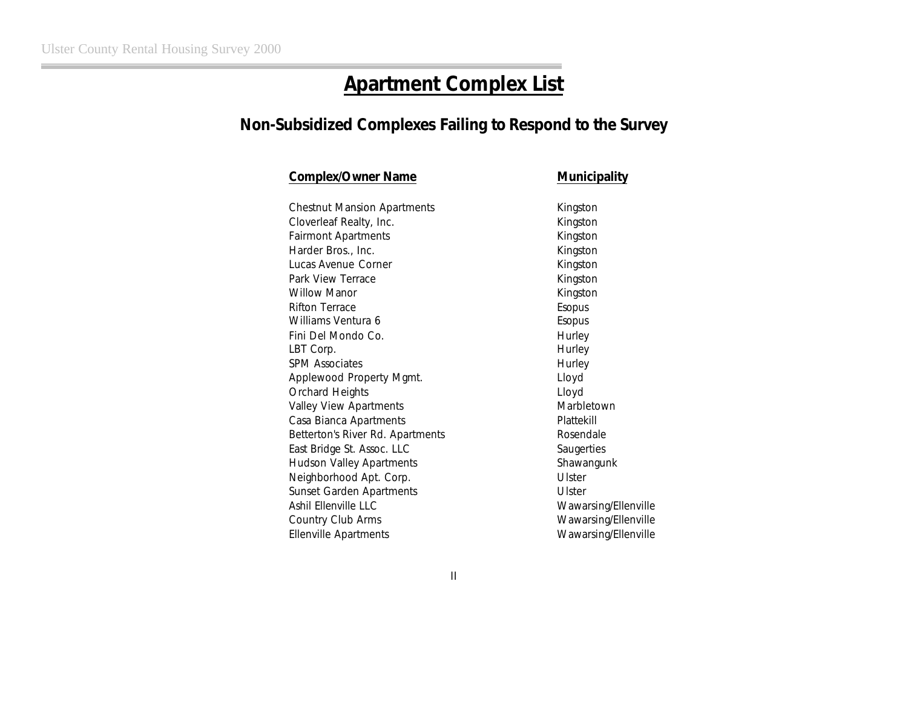# Apartment Complex List

## Non-Subsidized Complexes Failing to Respond to the Survey

| Complex/Owner Name | Municipality |
|---|---|
| Chestnut Mansion Apartments | Kingston |
| Cloverleaf Realty, Inc. | Kingston |
| Fairmont Apartments | Kingston |
| Harder Bros., Inc. | Kingston |
| Lucas Avenue Corner | Kingston |
| Park View Terrace | Kingston |
| Willow Manor | Kingston |
| Rifton Terrace | Esopus |
| Williams Ventura 6 | Esopus |
| Fini Del Mondo Co. | Hurley |
| LBT Corp. | Hurley |
| SPM Associates | Hurley |
| Applewood Property Mgmt. | Lloyd |
| Orchard Heights | Lloyd |
| Valley View Apartments | Marbletown |
| Casa Bianca Apartments | Plattekill |
| Betterton's River Rd. Apartments | Rosendale |
| East Bridge St. Assoc. LLC | Saugerties |
| Hudson Valley Apartments | Shawangunk |
| Neighborhood Apt. Corp. | Ulster |
| Sunset Garden Apartments | Ulster |
| Ashil Ellenville LLC | Wawarsing/Ellenville |
| Country Club Arms | Wawarsing/Ellenville |
| Ellenville Apartments | Wawarsing/Ellenville |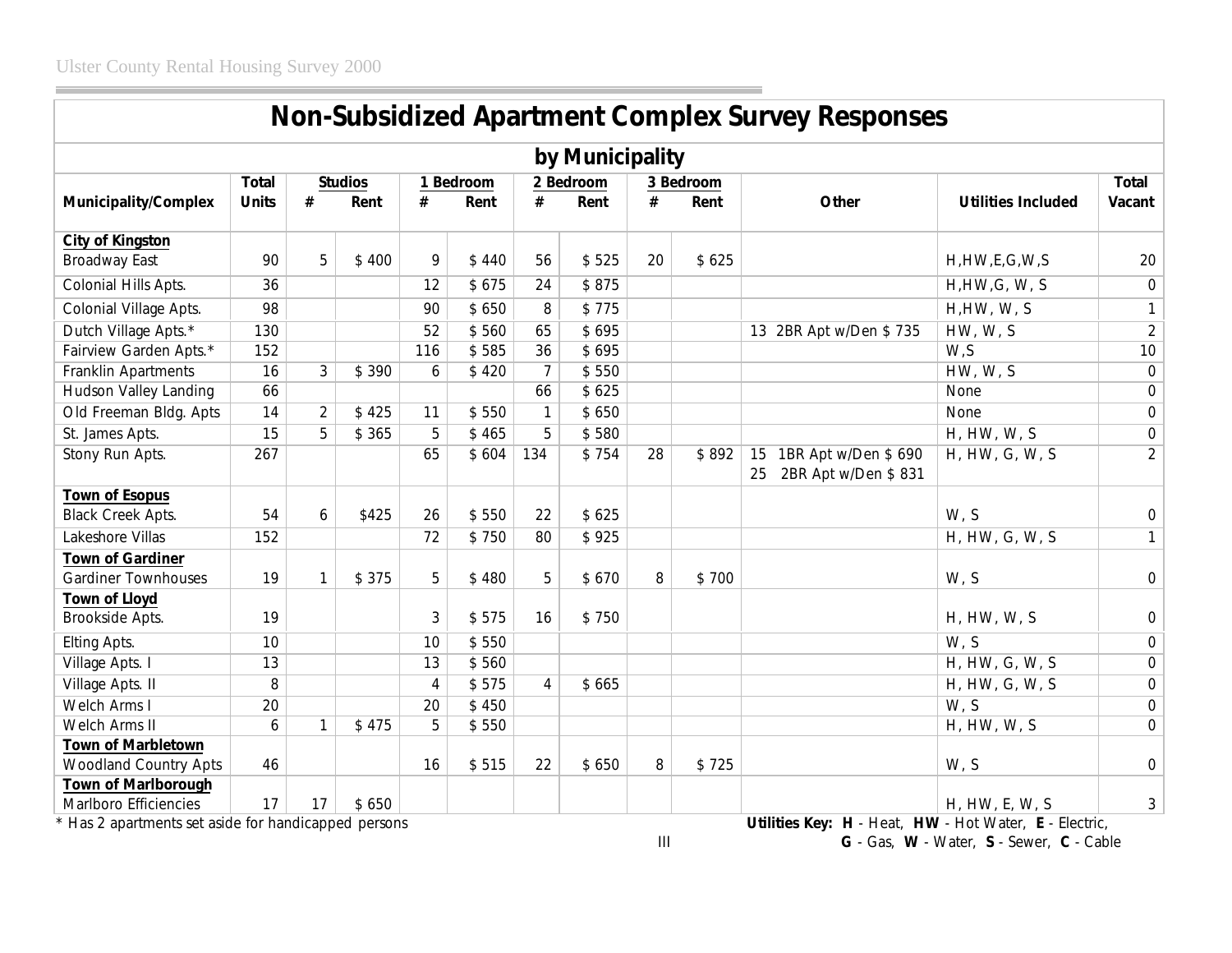# Non-Subsidized Apartment Complex Survey Responses

## by Municipality

| Municipality/Complex | Total Units | Studios # | Studios Rent | 1 Bedroom # | 1 Bedroom Rent | 2 Bedroom # | 2 Bedroom Rent | 3 Bedroom # | 3 Bedroom Rent | Other | Utilities Included | Total Vacant |
|---|---|---|---|---|---|---|---|---|---|---|---|---|
| **City of Kingston** | | | | | | | | | | | | |
| Broadway East | 90 | 5 | $ 400 | 9 | $ 440 | 56 | $ 525 | 20 | $ 625 | | H,HW,E,G,W,S | 20 |
| Colonial Hills Apts. | 36 | | | 12 | $ 675 | 24 | $ 875 | | | | H,HW,G, W, S | 0 |
| Colonial Village Apts. | 98 | | | 90 | $ 650 | 8 | $ 775 | | | | H,HW, W, S | 1 |
| Dutch Village Apts.* | 130 | | | 52 | $ 560 | 65 | $ 695 | | | 13 2BR Apt w/Den $ 735 | HW, W, S | 2 |
| Fairview Garden Apts.* | 152 | | | 116 | $ 585 | 36 | $ 695 | | | | W,S | 10 |
| Franklin Apartments | 16 | 3 | $ 390 | 6 | $ 420 | 7 | $ 550 | | | | HW, W, S | 0 |
| Hudson Valley Landing | 66 | | | | | 66 | $ 625 | | | | None | 0 |
| Old Freeman Bldg. Apts | 14 | 2 | $ 425 | 11 | $ 550 | 1 | $ 650 | | | | None | 0 |
| St. James Apts. | 15 | 5 | $ 365 | 5 | $ 465 | 5 | $ 580 | | | | H, HW, W, S | 0 |
| Stony Run Apts. | 267 | | | 65 | $ 604 | 134 | $ 754 | 28 | $ 892 | 15 1BR Apt w/Den $ 690<br>25 2BR Apt w/Den $ 831 | H, HW, G, W, S | 2 |
| **Town of Esopus** | | | | | | | | | | | | |
| Black Creek Apts. | 54 | 6 | $425 | 26 | $ 550 | 22 | $ 625 | | | | W, S | 0 |
| Lakeshore Villas | 152 | | | 72 | $ 750 | 80 | $ 925 | | | | H, HW, G, W, S | 1 |
| **Town of Gardiner** | | | | | | | | | | | | |
| Gardiner Townhouses | 19 | 1 | $ 375 | 5 | $ 480 | 5 | $ 670 | 8 | $ 700 | | W, S | 0 |
| **Town of Lloyd** | | | | | | | | | | | | |
| Brookside Apts. | 19 | | | 3 | $ 575 | 16 | $ 750 | | | | H, HW, W, S | 0 |
| Elting Apts. | 10 | | | 10 | $ 550 | | | | | | W, S | 0 |
| Village Apts. I | 13 | | | 13 | $ 560 | | | | | | H, HW, G, W, S | 0 |
| Village Apts. II | 8 | | | 4 | $ 575 | 4 | $ 665 | | | | H, HW, G, W, S | 0 |
| Welch Arms I | 20 | | | 20 | $ 450 | | | | | | W, S | 0 |
| Welch Arms II | 6 | 1 | $ 475 | 5 | $ 550 | | | | | | H, HW, W, S | 0 |
| **Town of Marbletown** | | | | | | | | | | | | |
| Woodland Country Apts | 46 | | | 16 | $ 515 | 22 | $ 650 | 8 | $ 725 | | W, S | 0 |
| **Town of Marlborough** | | | | | | | | | | | | |
| Marlboro Efficiencies | 17 | 17 | $ 650 | | | | | | | | H, HW, E, W, S | 3 |

* Has 2 apartments set aside for handicapped persons

**Utilities Key:** **H** - Heat, **HW** - Hot Water, **E** - Electric, **G** - Gas, **W** - Water, **S** - Sewer, **C** - Cable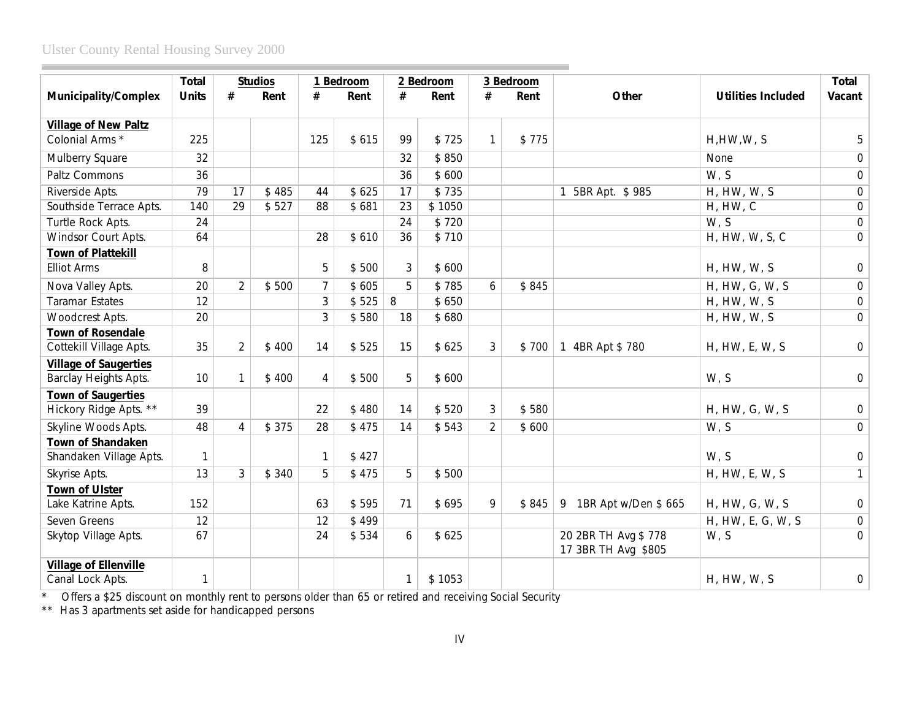| Municipality/Complex | Total Units | Studios # | Studios Rent | 1 Bedroom # | 1 Bedroom Rent | 2 Bedroom # | 2 Bedroom Rent | 3 Bedroom # | 3 Bedroom Rent | Other | Utilities Included | Total Vacant |
|---|---|---|---|---|---|---|---|---|---|---|---|---|
| **Village of New Paltz** | | | | | | | | | | | | |
| Colonial Arms * | 225 | | | 125 | $ 615 | 99 | $ 725 | 1 | $ 775 | | H,HW,W, S | 5 |
| Mulberry Square | 32 | | | | | 32 | $ 850 | | | | None | 0 |
| Paltz Commons | 36 | | | | | 36 | $ 600 | | | | W, S | 0 |
| Riverside Apts. | 79 | 17 | $ 485 | 44 | $ 625 | 17 | $ 735 | | | 1 5BR Apt. $ 985 | H, HW, W, S | 0 |
| Southside Terrace Apts. | 140 | 29 | $ 527 | 88 | $ 681 | 23 | $ 1050 | | | | H, HW, C | 0 |
| Turtle Rock Apts. | 24 | | | | | 24 | $ 720 | | | | W, S | 0 |
| Windsor Court Apts. | 64 | | | 28 | $ 610 | 36 | $ 710 | | | | H, HW, W, S, C | 0 |
| **Town of Plattekill** | | | | | | | | | | | | |
| Elliot Arms | 8 | | | 5 | $ 500 | 3 | $ 600 | | | | H, HW, W, S | 0 |
| Nova Valley Apts. | 20 | 2 | $ 500 | 7 | $ 605 | 5 | $ 785 | 6 | $ 845 | | H, HW, G, W, S | 0 |
| Taramar Estates | 12 | | | 3 | $ 525 | 8 | $ 650 | | | | H, HW, W, S | 0 |
| Woodcrest Apts. | 20 | | | 3 | $ 580 | 18 | $ 680 | | | | H, HW, W, S | 0 |
| **Town of Rosendale** | | | | | | | | | | | | |
| Cottekill Village Apts. | 35 | 2 | $ 400 | 14 | $ 525 | 15 | $ 625 | 3 | $ 700 | 1 4BR Apt $ 780 | H, HW, E, W, S | 0 |
| **Village of Saugerties** | | | | | | | | | | | | |
| Barclay Heights Apts. | 10 | 1 | $ 400 | 4 | $ 500 | 5 | $ 600 | | | | W, S | 0 |
| **Town of Saugerties** | | | | | | | | | | | | |
| Hickory Ridge Apts. ** | 39 | | | 22 | $ 480 | 14 | $ 520 | 3 | $ 580 | | H, HW, G, W, S | 0 |
| Skyline Woods Apts. | 48 | 4 | $ 375 | 28 | $ 475 | 14 | $ 543 | 2 | $ 600 | | W, S | 0 |
| **Town of Shandaken** | | | | | | | | | | | | |
| Shandaken Village Apts. | 1 | | | 1 | $ 427 | | | | | | W, S | 0 |
| Skyrise Apts. | 13 | 3 | $ 340 | 5 | $ 475 | 5 | $ 500 | | | | H, HW, E, W, S | 1 |
| **Town of Ulster** | | | | | | | | | | | | |
| Lake Katrine Apts. | 152 | | | 63 | $ 595 | 71 | $ 695 | 9 | $ 845 | 9 1BR Apt w/Den $ 665 | H, HW, G, W, S | 0 |
| Seven Greens | 12 | | | 12 | $ 499 | | | | | | H, HW, E, G, W, S | 0 |
| Skytop Village Apts. | 67 | | | 24 | $ 534 | 6 | $ 625 | | | 20 2BR TH Avg $ 778<br>17 3BR TH Avg $805 | W, S | 0 |
| **Village of Ellenville** | | | | | | | | | | | | |
| Canal Lock Apts. | 1 | | | | | 1 | $ 1053 | | | | H, HW, W, S | 0 |

\* Offers a $25 discount on monthly rent to persons older than 65 or retired and receiving Social Security

\*\* Has 3 apartments set aside for handicapped persons